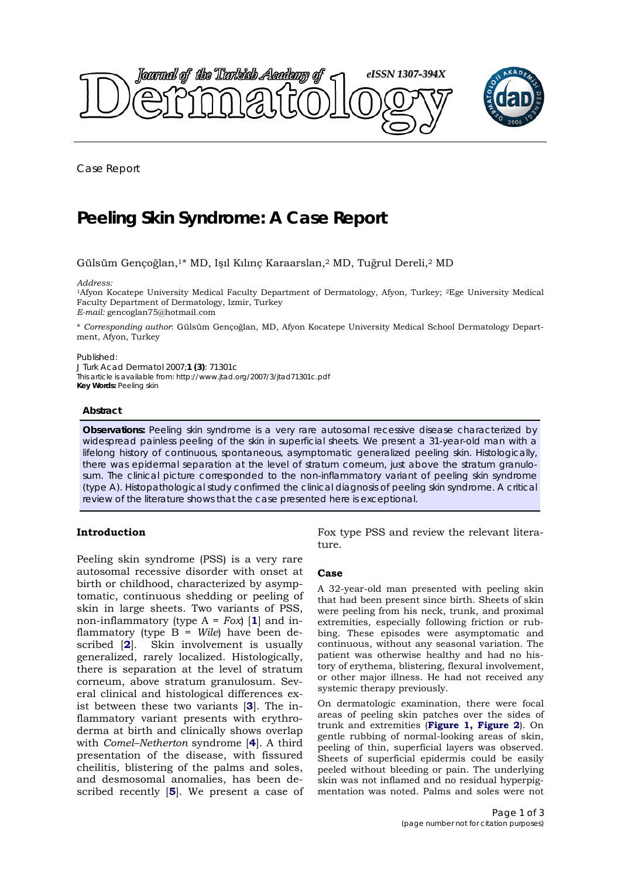Case Report

# Peeling Skin Syndrome: A Case Report

Gülsüm Gençoğlan,[1]* MD, Işıl Kılınç Karaarslan,[2] MD, Tuğrul Dereli,[2] MD

*Address:*
[1]Afyon Kocatepe University Medical Faculty Department of Dermatology, Afyon, Turkey; [2]Ege University Medical Faculty Department of Dermatology, Izmir, Turkey
*E-mail:* gencoglan75@hotmail.com

* *Corresponding author*: Gülsüm Gençoğlan, MD, Afyon Kocatepe University Medical School Dermatology Department, Afyon, Turkey

Published:
J Turk Acad Dermatol 2007;**1 (3)**: 71301c
This article is available from: http://www.jtad.org/2007/3/jtad71301c.pdf
**Key Words:** Peeling skin

### Abstract

**Observations:** Peeling skin syndrome is a very rare autosomal recessive disease characterized by widespread painless peeling of the skin in superficial sheets. We present a 31-year-old man with a lifelong history of continuous, spontaneous, asymptomatic generalized peeling skin. Histologically, there was epidermal separation at the level of stratum corneum, just above the stratum granulosum. The clinical picture corresponded to the non-inflammatory variant of peeling skin syndrome (type A). Histopathological study confirmed the clinical diagnosis of peeling skin syndrome. A critical review of the literature shows that the case presented here is exceptional.

## Introduction

Peeling skin syndrome (PSS) is a very rare autosomal recessive disorder with onset at birth or childhood, characterized by asymptomatic, continuous shedding or peeling of skin in large sheets. Two variants of PSS, non-inflammatory (type A = *Fox*) [**1**] and inflammatory (type B = *Wile*) have been described [**2**]. Skin involvement is usually generalized, rarely localized. Histologically, there is separation at the level of stratum corneum, above stratum granulosum. Several clinical and histological differences exist between these two variants [**3**]. The inflammatory variant presents with erythroderma at birth and clinically shows overlap with *Comel–Netherton* syndrome [**4**]. A third presentation of the disease, with fissured cheilitis, blistering of the palms and soles, and desmosomal anomalies, has been described recently [**5**]. We present a case of Fox type PSS and review the relevant literature.

### Case

A 32-year-old man presented with peeling skin that had been present since birth. Sheets of skin were peeling from his neck, trunk, and proximal extremities, especially following friction or rubbing. These episodes were asymptomatic and continuous, without any seasonal variation. The patient was otherwise healthy and had no history of erythema, blistering, flexural involvement, or other major illness. He had not received any systemic therapy previously.

On dermatologic examination, there were focal areas of peeling skin patches over the sides of trunk and extremities (**Figure 1, Figure 2**). On gentle rubbing of normal-looking areas of skin, peeling of thin, superficial layers was observed. Sheets of superficial epidermis could be easily peeled without bleeding or pain. The underlying skin was not inflamed and no residual hyperpigmentation was noted. Palms and soles were not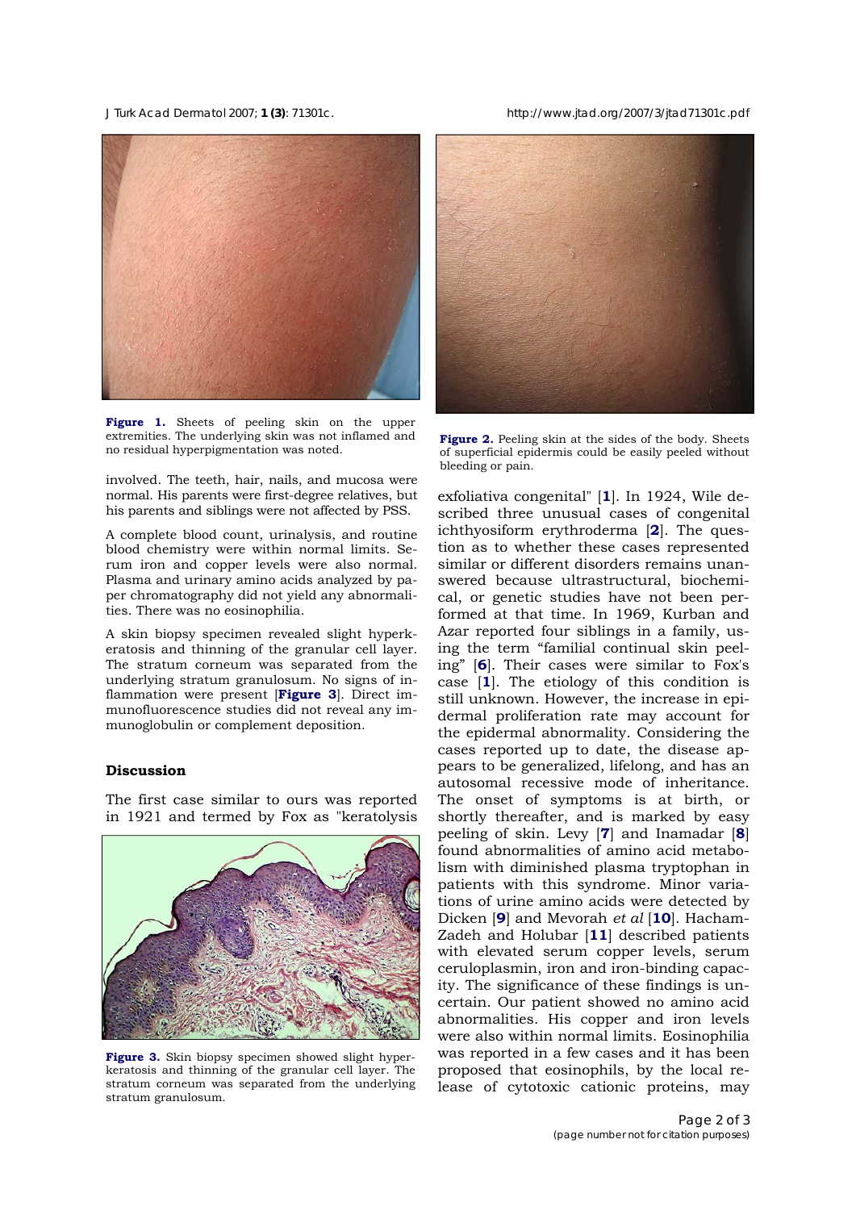**Figure 1.** Sheets of peeling skin on the upper extremities. The underlying skin was not inflamed and no residual hyperpigmentation was noted.

involved. The teeth, hair, nails, and mucosa were normal. His parents were first-degree relatives, but his parents and siblings were not affected by PSS.

A complete blood count, urinalysis, and routine blood chemistry were within normal limits. Serum iron and copper levels were also normal. Plasma and urinary amino acids analyzed by paper chromatography did not yield any abnormalities. There was no eosinophilia.

A skin biopsy specimen revealed slight hyperkeratosis and thinning of the granular cell layer. The stratum corneum was separated from the underlying stratum granulosum. No signs of inflammation were present [**Figure 3**]. Direct immunofluorescence studies did not reveal any immunoglobulin or complement deposition.

## Discussion

The first case similar to ours was reported in 1921 and termed by Fox as "keratolysis exfoliativa congenital" [**1**]. In 1924, Wile described three unusual cases of congenital ichthyosiform erythroderma [**2**]. The question as to whether these cases represented similar or different disorders remains unanswered because ultrastructural, biochemical, or genetic studies have not been performed at that time. In 1969, Kurban and Azar reported four siblings in a family, using the term "familial continual skin peeling" [**6**]. Their cases were similar to Fox's case [**1**]. The etiology of this condition is still unknown. However, the increase in epidermal proliferation rate may account for the epidermal abnormality. Considering the cases reported up to date, the disease appears to be generalized, lifelong, and has an autosomal recessive mode of inheritance. The onset of symptoms is at birth, or shortly thereafter, and is marked by easy peeling of skin. Levy [**7**] and Inamadar [**8**] found abnormalities of amino acid metabolism with diminished plasma tryptophan in patients with this syndrome. Minor variations of urine amino acids were detected by Dicken [**9**] and Mevorah *et al* [**10**]. Hacham-Zadeh and Holubar [**11**] described patients with elevated serum copper levels, serum ceruloplasmin, iron and iron-binding capacity. The significance of these findings is uncertain. Our patient showed no amino acid abnormalities. His copper and iron levels were also within normal limits. Eosinophilia was reported in a few cases and it has been proposed that eosinophils, by the local release of cytotoxic cationic proteins, may

**Figure 2.** Peeling skin at the sides of the body. Sheets of superficial epidermis could be easily peeled without bleeding or pain.

**Figure 3.** Skin biopsy specimen showed slight hyperkeratosis and thinning of the granular cell layer. The stratum corneum was separated from the underlying stratum granulosum.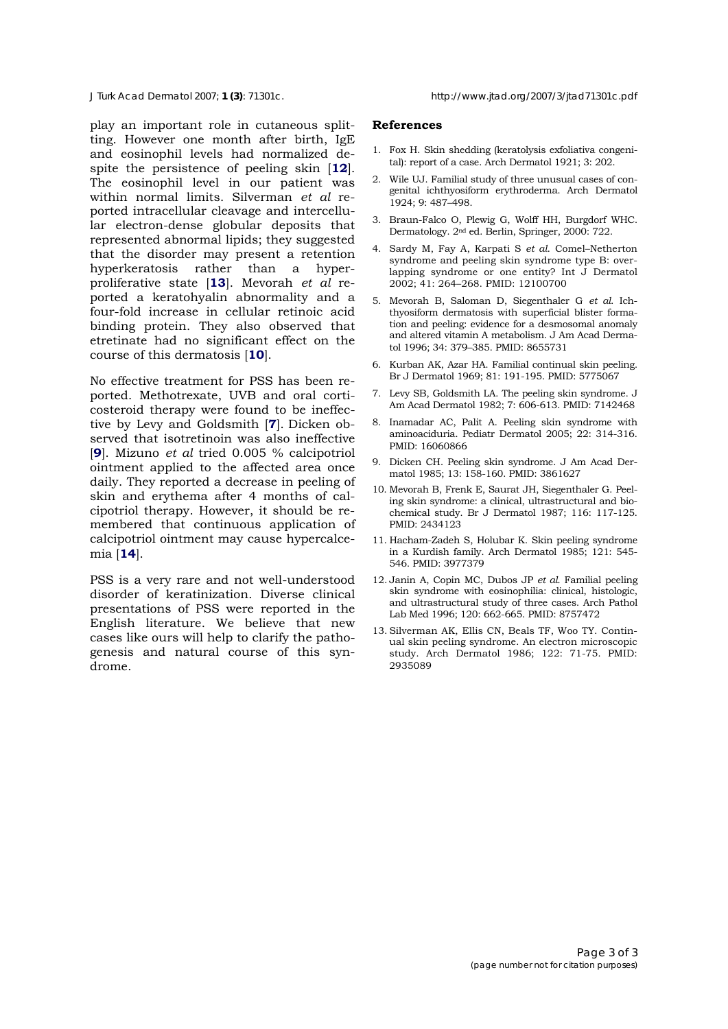play an important role in cutaneous splitting. However one month after birth, IgE and eosinophil levels had normalized despite the persistence of peeling skin [**12**]. The eosinophil level in our patient was within normal limits. Silverman *et al* reported intracellular cleavage and intercellular electron-dense globular deposits that represented abnormal lipids; they suggested that the disorder may present a retention hyperkeratosis rather than a hyperproliferative state [**13**]. Mevorah *et al* reported a keratohyalin abnormality and a four-fold increase in cellular retinoic acid binding protein. They also observed that etretinate had no significant effect on the course of this dermatosis [**10**].

No effective treatment for PSS has been reported. Methotrexate, UVB and oral corticosteroid therapy were found to be ineffective by Levy and Goldsmith [**7**]. Dicken observed that isotretinoin was also ineffective [**9**]. Mizuno *et al* tried 0.005 % calcipotriol ointment applied to the affected area once daily. They reported a decrease in peeling of skin and erythema after 4 months of calcipotriol therapy. However, it should be remembered that continuous application of calcipotriol ointment may cause hypercalcemia [**14**].

PSS is a very rare and not well-understood disorder of keratinization. Diverse clinical presentations of PSS were reported in the English literature. We believe that new cases like ours will help to clarify the pathogenesis and natural course of this syndrome.

## References

1. Fox H. Skin shedding (keratolysis exfoliativa congenital): report of a case. Arch Dermatol 1921; 3: 202.
2. Wile UJ. Familial study of three unusual cases of congenital ichthyosiform erythroderma. Arch Dermatol 1924; 9: 487–498.
3. Braun-Falco O, Plewig G, Wolff HH, Burgdorf WHC. Dermatology. 2nd ed. Berlin, Springer, 2000: 722.
4. Sardy M, Fay A, Karpati S *et al*. Comel–Netherton syndrome and peeling skin syndrome type B: overlapping syndrome or one entity? Int J Dermatol 2002; 41: 264–268. PMID: 12100700
5. Mevorah B, Saloman D, Siegenthaler G *et al*. Ichthyosiform dermatosis with superficial blister formation and peeling: evidence for a desmosomal anomaly and altered vitamin A metabolism. J Am Acad Dermatol 1996; 34: 379–385. PMID: 8655731
6. Kurban AK, Azar HA. Familial continual skin peeling. Br J Dermatol 1969; 81: 191-195. PMID: 5775067
7. Levy SB, Goldsmith LA. The peeling skin syndrome. J Am Acad Dermatol 1982; 7: 606-613. PMID: 7142468
8. Inamadar AC, Palit A. Peeling skin syndrome with aminoaciduria. Pediatr Dermatol 2005; 22: 314-316. PMID: 16060866
9. Dicken CH. Peeling skin syndrome. J Am Acad Dermatol 1985; 13: 158-160. PMID: 3861627
10. Mevorah B, Frenk E, Saurat JH, Siegenthaler G. Peeling skin syndrome: a clinical, ultrastructural and biochemical study. Br J Dermatol 1987; 116: 117-125. PMID: 2434123
11. Hacham-Zadeh S, Holubar K. Skin peeling syndrome in a Kurdish family. Arch Dermatol 1985; 121: 545-546. PMID: 3977379
12. Janin A, Copin MC, Dubos JP *et al*. Familial peeling skin syndrome with eosinophilia: clinical, histologic, and ultrastructural study of three cases. Arch Pathol Lab Med 1996; 120: 662-665. PMID: 8757472
13. Silverman AK, Ellis CN, Beals TF, Woo TY. Continual skin peeling syndrome. An electron microscopic study. Arch Dermatol 1986; 122: 71-75. PMID: 2935089